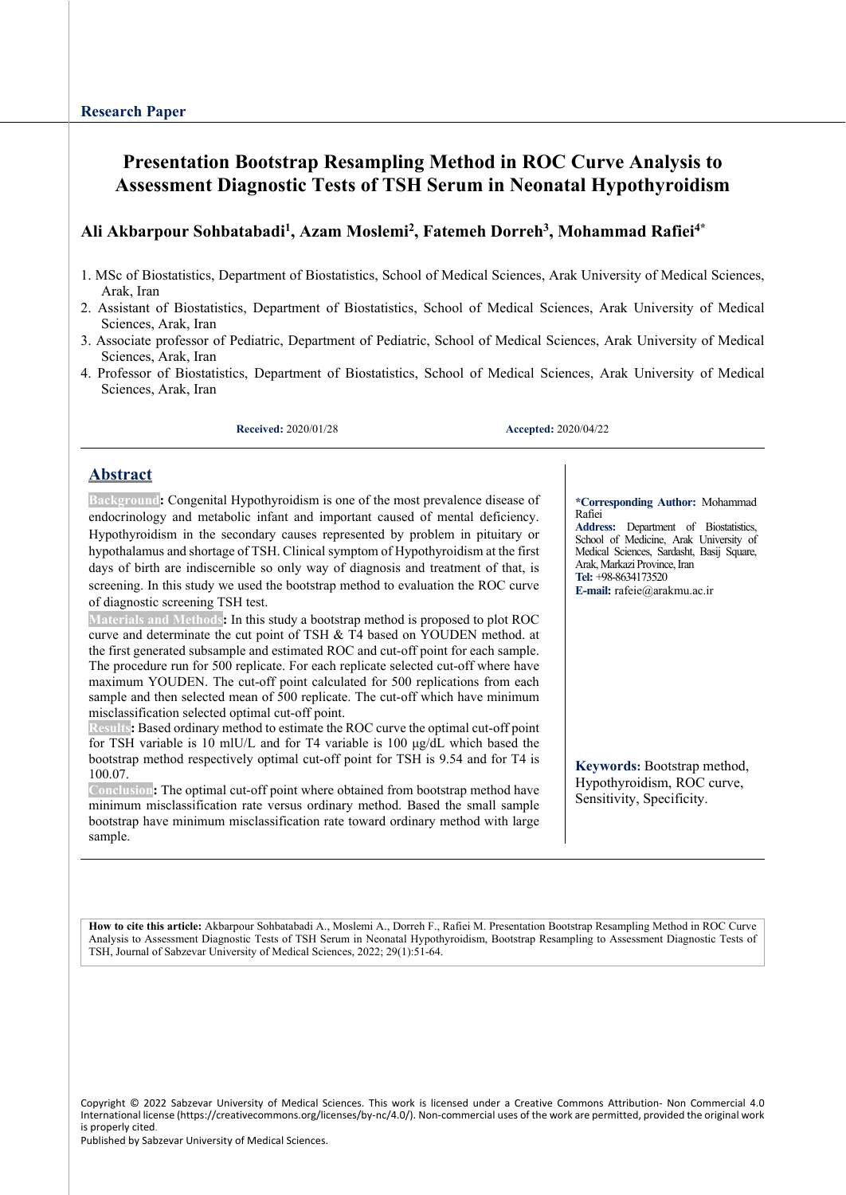Research Paper

# Presentation Bootstrap Resampling Method in ROC Curve Analysis to Assessment Diagnostic Tests of TSH Serum in Neonatal Hypothyroidism

**Ali Akbarpour Sohbatabadi[1], Azam Moslemi[2], Fatemeh Dorreh[3], Mohammad Rafiei[4*]**

1. MSc of Biostatistics, Department of Biostatistics, School of Medical Sciences, Arak University of Medical Sciences, Arak, Iran
2. Assistant of Biostatistics, Department of Biostatistics, School of Medical Sciences, Arak University of Medical Sciences, Arak, Iran
3. Associate professor of Pediatric, Department of Pediatric, School of Medical Sciences, Arak University of Medical Sciences, Arak, Iran
4. Professor of Biostatistics, Department of Biostatistics, School of Medical Sciences, Arak University of Medical Sciences, Arak, Iran

**Received:** 2020/01/28 **Accepted:** 2020/04/22

## Abstract

**Background:** Congenital Hypothyroidism is one of the most prevalence disease of endocrinology and metabolic infant and important caused of mental deficiency. Hypothyroidism in the secondary causes represented by problem in pituitary or hypothalamus and shortage of TSH. Clinical symptom of Hypothyroidism at the first days of birth are indiscernible so only way of diagnosis and treatment of that, is screening. In this study we used the bootstrap method to evaluation the ROC curve of diagnostic screening TSH test.

**Materials and Methods:** In this study a bootstrap method is proposed to plot ROC curve and determinate the cut point of TSH & T4 based on YOUDEN method. at the first generated subsample and estimated ROC and cut-off point for each sample. The procedure run for 500 replicate. For each replicate selected cut-off where have maximum YOUDEN. The cut-off point calculated for 500 replications from each sample and then selected mean of 500 replicate. The cut-off which have minimum misclassification selected optimal cut-off point.

**Results:** Based ordinary method to estimate the ROC curve the optimal cut-off point for TSH variable is 10 mlU/L and for T4 variable is 100 μg/dL which based the bootstrap method respectively optimal cut-off point for TSH is 9.54 and for T4 is 100.07.

**Conclusion:** The optimal cut-off point where obtained from bootstrap method have minimum misclassification rate versus ordinary method. Based the small sample bootstrap have minimum misclassification rate toward ordinary method with large sample.

**Keywords:** Bootstrap method, Hypothyroidism, ROC curve, Sensitivity, Specificity.

***Corresponding Author:** Mohammad Rafiei
**Address:** Department of Biostatistics, School of Medicine, Arak University of Medical Sciences, Sardasht, Basij Square, Arak, Markazi Province, Iran
**Tel:** +98-8634173520
**E-mail:** rafeie@arakmu.ac.ir

**How to cite this article:** Akbarpour Sohbatabadi A., Moslemi A., Dorreh F., Rafiei M. Presentation Bootstrap Resampling Method in ROC Curve Analysis to Assessment Diagnostic Tests of TSH Serum in Neonatal Hypothyroidism, Bootstrap Resampling to Assessment Diagnostic Tests of TSH, Journal of Sabzevar University of Medical Sciences, 2022; 29(1):51-64.

Copyright © 2022 Sabzevar University of Medical Sciences. This work is licensed under a Creative Commons Attribution- Non Commercial 4.0 International license (https://creativecommons.org/licenses/by-nc/4.0/). Non-commercial uses of the work are permitted, provided the original work is properly cited.
Published by Sabzevar University of Medical Sciences.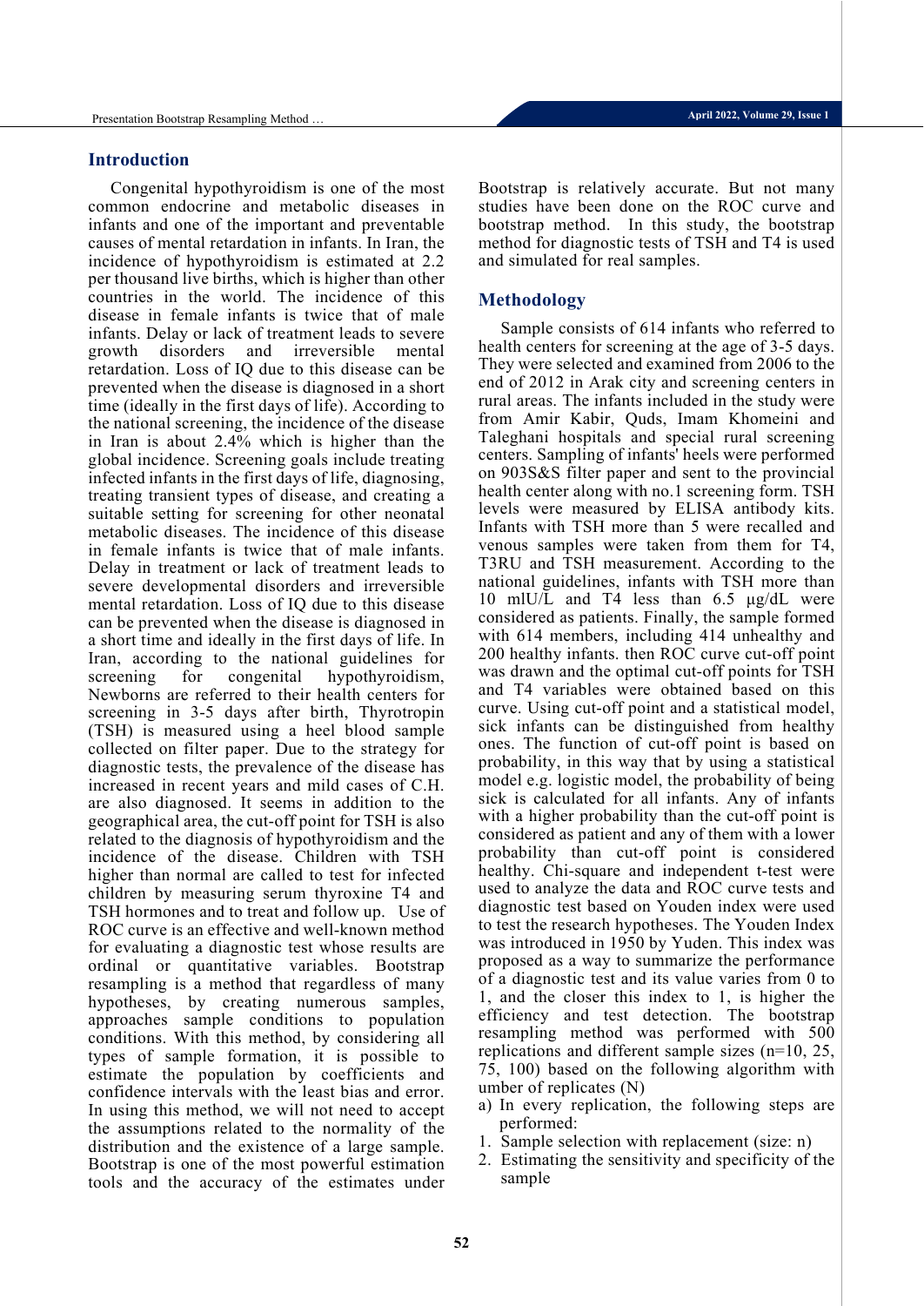## Introduction

Congenital hypothyroidism is one of the most common endocrine and metabolic diseases in infants and one of the important and preventable causes of mental retardation in infants. In Iran, the incidence of hypothyroidism is estimated at 2.2 per thousand live births, which is higher than other countries in the world. The incidence of this disease in female infants is twice that of male infants. Delay or lack of treatment leads to severe growth disorders and irreversible mental retardation. Loss of IQ due to this disease can be prevented when the disease is diagnosed in a short time (ideally in the first days of life). According to the national screening, the incidence of the disease in Iran is about 2.4% which is higher than the global incidence. Screening goals include treating infected infants in the first days of life, diagnosing, treating transient types of disease, and creating a suitable setting for screening for other neonatal metabolic diseases. The incidence of this disease in female infants is twice that of male infants. Delay in treatment or lack of treatment leads to severe developmental disorders and irreversible mental retardation. Loss of IQ due to this disease can be prevented when the disease is diagnosed in a short time and ideally in the first days of life. In Iran, according to the national guidelines for screening for congenital hypothyroidism, Newborns are referred to their health centers for screening in 3-5 days after birth, Thyrotropin (TSH) is measured using a heel blood sample collected on filter paper. Due to the strategy for diagnostic tests, the prevalence of the disease has increased in recent years and mild cases of C.H. are also diagnosed. It seems in addition to the geographical area, the cut-off point for TSH is also related to the diagnosis of hypothyroidism and the incidence of the disease. Children with TSH higher than normal are called to test for infected children by measuring serum thyroxine T4 and TSH hormones and to treat and follow up. Use of ROC curve is an effective and well-known method for evaluating a diagnostic test whose results are ordinal or quantitative variables. Bootstrap resampling is a method that regardless of many hypotheses, by creating numerous samples, approaches sample conditions to population conditions. With this method, by considering all types of sample formation, it is possible to estimate the population by coefficients and confidence intervals with the least bias and error. In using this method, we will not need to accept the assumptions related to the normality of the distribution and the existence of a large sample. Bootstrap is one of the most powerful estimation tools and the accuracy of the estimates under Bootstrap is relatively accurate. But not many studies have been done on the ROC curve and bootstrap method. In this study, the bootstrap method for diagnostic tests of TSH and T4 is used and simulated for real samples.

## Methodology

Sample consists of 614 infants who referred to health centers for screening at the age of 3-5 days. They were selected and examined from 2006 to the end of 2012 in Arak city and screening centers in rural areas. The infants included in the study were from Amir Kabir, Quds, Imam Khomeini and Taleghani hospitals and special rural screening centers. Sampling of infants' heels were performed on 903S&S filter paper and sent to the provincial health center along with no.1 screening form. TSH levels were measured by ELISA antibody kits. Infants with TSH more than 5 were recalled and venous samples were taken from them for T4, T3RU and TSH measurement. According to the national guidelines, infants with TSH more than 10 mIU/L and T4 less than 6.5 μg/dL were considered as patients. Finally, the sample formed with 614 members, including 414 unhealthy and 200 healthy infants. then ROC curve cut-off point was drawn and the optimal cut-off points for TSH and T4 variables were obtained based on this curve. Using cut-off point and a statistical model, sick infants can be distinguished from healthy ones. The function of cut-off point is based on probability, in this way that by using a statistical model e.g. logistic model, the probability of being sick is calculated for all infants. Any of infants with a higher probability than the cut-off point is considered as patient and any of them with a lower probability than cut-off point is considered healthy. Chi-square and independent t-test were used to analyze the data and ROC curve tests and diagnostic test based on Youden index were used to test the research hypotheses. The Youden Index was introduced in 1950 by Yuden. This index was proposed as a way to summarize the performance of a diagnostic test and its value varies from 0 to 1, and the closer this index to 1, is higher the efficiency and test detection. The bootstrap resampling method was performed with 500 replications and different sample sizes (n=10, 25, 75, 100) based on the following algorithm with umber of replicates (N)

a) In every replication, the following steps are performed:

1. Sample selection with replacement (size: n)
2. Estimating the sensitivity and specificity of the sample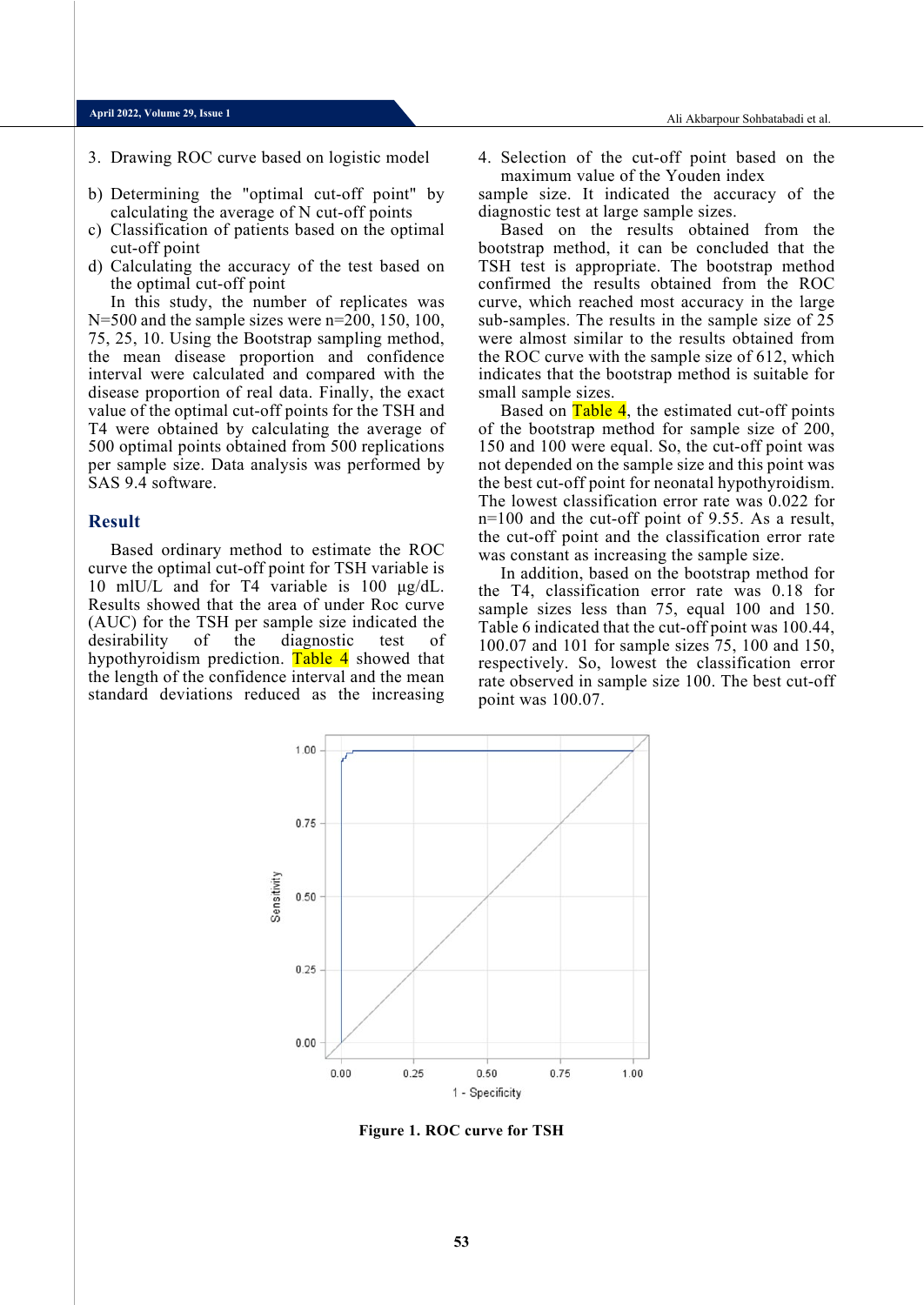3. Drawing ROC curve based on logistic model
4. Selection of the cut-off point based on the maximum value of the Youden index

b) Determining the "optimal cut-off point" by calculating the average of N cut-off points
c) Classification of patients based on the optimal cut-off point
d) Calculating the accuracy of the test based on the optimal cut-off point

In this study, the number of replicates was N=500 and the sample sizes were n=200, 150, 100, 75, 25, 10. Using the Bootstrap sampling method, the mean disease proportion and confidence interval were calculated and compared with the disease proportion of real data. Finally, the exact value of the optimal cut-off points for the TSH and T4 were obtained by calculating the average of 500 optimal points obtained from 500 replications per sample size. Data analysis was performed by SAS 9.4 software.

## Result

Based ordinary method to estimate the ROC curve the optimal cut-off point for TSH variable is 10 mlU/L and for T4 variable is 100 µg/dL. Results showed that the area of under Roc curve (AUC) for the TSH per sample size indicated the desirability of the diagnostic test of hypothyroidism prediction. Table 4 showed that the length of the confidence interval and the mean standard deviations reduced as the increasing sample size. It indicated the accuracy of the diagnostic test at large sample sizes.

Based on the results obtained from the bootstrap method, it can be concluded that the TSH test is appropriate. The bootstrap method confirmed the results obtained from the ROC curve, which reached most accuracy in the large sub-samples. The results in the sample size of 25 were almost similar to the results obtained from the ROC curve with the sample size of 612, which indicates that the bootstrap method is suitable for small sample sizes.

Based on Table 4, the estimated cut-off points of the bootstrap method for sample size of 200, 150 and 100 were equal. So, the cut-off point was not depended on the sample size and this point was the best cut-off point for neonatal hypothyroidism. The lowest classification error rate was 0.022 for n=100 and the cut-off point of 9.55. As a result, the cut-off point and the classification error rate was constant as increasing the sample size.

In addition, based on the bootstrap method for the T4, classification error rate was 0.18 for sample sizes less than 75, equal 100 and 150. Table 6 indicated that the cut-off point was 100.44, 100.07 and 101 for sample sizes 75, 100 and 150, respectively. So, lowest the classification error rate observed in sample size 100. The best cut-off point was 100.07.

**Figure 1. ROC curve for TSH**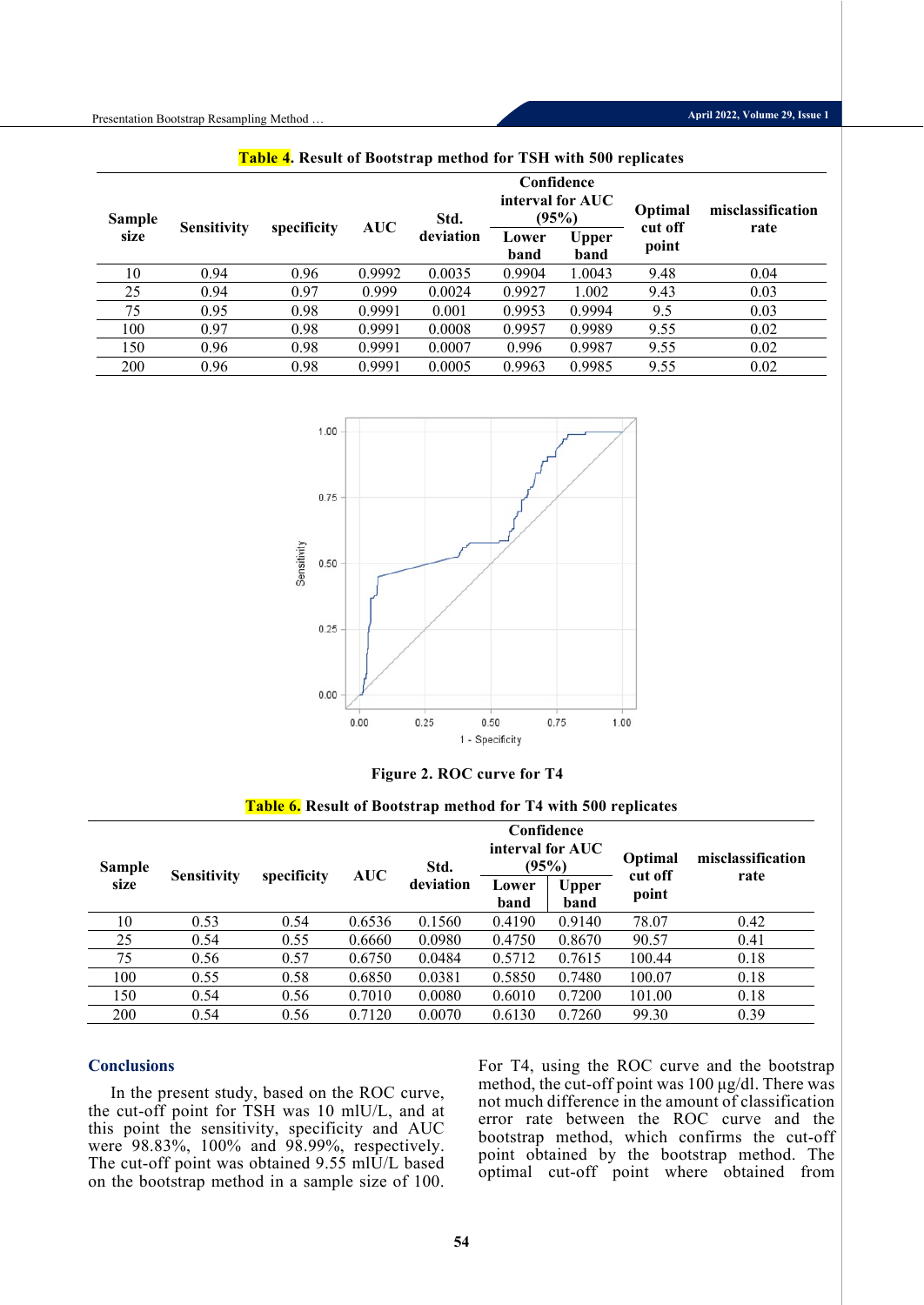**Table 4. Result of Bootstrap method for TSH with 500 replicates**

| Sample size | Sensitivity | specificity | AUC | Std. deviation | Confidence interval for AUC (95%) | | Optimal cut off point | misclassification rate |
|---|---|---|---|---|---|---|---|---|
| | | | | | Lower band | Upper band | | |
| 10 | 0.94 | 0.96 | 0.9992 | 0.0035 | 0.9904 | 1.0043 | 9.48 | 0.04 |
| 25 | 0.94 | 0.97 | 0.999 | 0.0024 | 0.9927 | 1.002 | 9.43 | 0.03 |
| 75 | 0.95 | 0.98 | 0.9991 | 0.001 | 0.9953 | 0.9994 | 9.5 | 0.03 |
| 100 | 0.97 | 0.98 | 0.9991 | 0.0008 | 0.9957 | 0.9989 | 9.55 | 0.02 |
| 150 | 0.96 | 0.98 | 0.9991 | 0.0007 | 0.996 | 0.9987 | 9.55 | 0.02 |
| 200 | 0.96 | 0.98 | 0.9991 | 0.0005 | 0.9963 | 0.9985 | 9.55 | 0.02 |

**Figure 2. ROC curve for T4**

**Table 6. Result of Bootstrap method for T4 with 500 replicates**

| Sample size | Sensitivity | specificity | AUC | Std. deviation | Confidence interval for AUC (95%) | | Optimal cut off point | misclassification rate |
|---|---|---|---|---|---|---|---|---|
| | | | | | Lower band | Upper band | | |
| 10 | 0.53 | 0.54 | 0.6536 | 0.1560 | 0.4190 | 0.9140 | 78.07 | 0.42 |
| 25 | 0.54 | 0.55 | 0.6660 | 0.0980 | 0.4750 | 0.8670 | 90.57 | 0.41 |
| 75 | 0.56 | 0.57 | 0.6750 | 0.0484 | 0.5712 | 0.7615 | 100.44 | 0.18 |
| 100 | 0.55 | 0.58 | 0.6850 | 0.0381 | 0.5850 | 0.7480 | 100.07 | 0.18 |
| 150 | 0.54 | 0.56 | 0.7010 | 0.0080 | 0.6010 | 0.7200 | 101.00 | 0.18 |
| 200 | 0.54 | 0.56 | 0.7120 | 0.0070 | 0.6130 | 0.7260 | 99.30 | 0.39 |

## Conclusions

In the present study, based on the ROC curve, the cut-off point for TSH was 10 mlU/L, and at this point the sensitivity, specificity and AUC were 98.83%, 100% and 98.99%, respectively. The cut-off point was obtained 9.55 mlU/L based on the bootstrap method in a sample size of 100. For T4, using the ROC curve and the bootstrap method, the cut-off point was 100 µg/dl. There was not much difference in the amount of classification error rate between the ROC curve and the bootstrap method, which confirms the cut-off point obtained by the bootstrap method. The optimal cut-off point where obtained from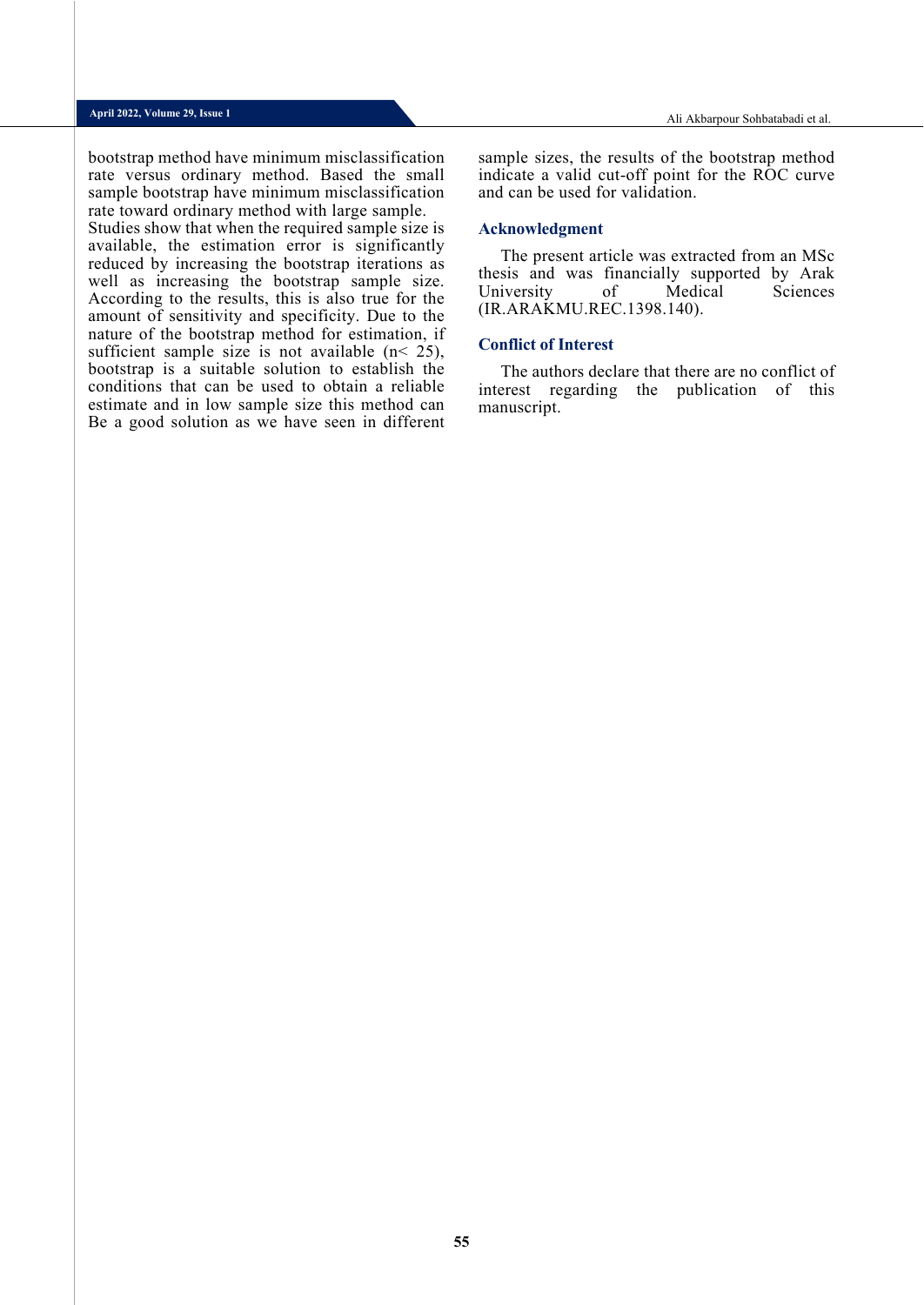bootstrap method have minimum misclassification rate versus ordinary method. Based the small sample bootstrap have minimum misclassification rate toward ordinary method with large sample.

Studies show that when the required sample size is available, the estimation error is significantly reduced by increasing the bootstrap iterations as well as increasing the bootstrap sample size. According to the results, this is also true for the amount of sensitivity and specificity. Due to the nature of the bootstrap method for estimation, if sufficient sample size is not available ($n < 25$), bootstrap is a suitable solution to establish the conditions that can be used to obtain a reliable estimate and in low sample size this method can Be a good solution as we have seen in different sample sizes, the results of the bootstrap method indicate a valid cut-off point for the ROC curve and can be used for validation.

## Acknowledgment

The present article was extracted from an MSc thesis and was financially supported by Arak University of Medical Sciences (IR.ARAKMU.REC.1398.140).

## Conflict of Interest

The authors declare that there are no conflict of interest regarding the publication of this manuscript.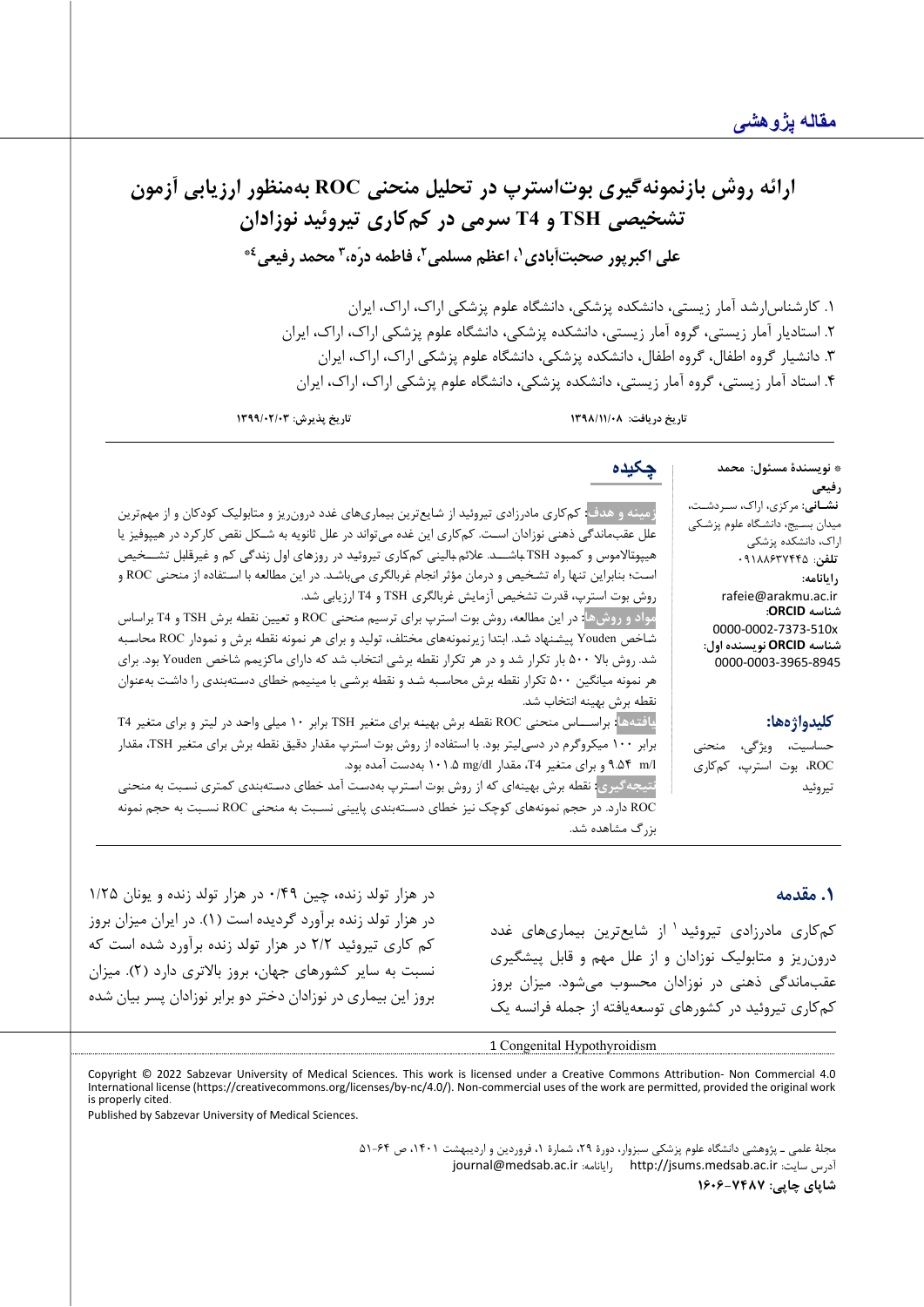مقاله پژوهشی

# ارائه روش بازنمونه‌گیری بوت‌استرپ در تحلیل منحنی ROC به‌منظور ارزیابی آزمون تشخیصی TSH و T4 سرمی در کم‌کاری تیروئید نوزادان

**علی اکبرپور صحبت‌آبادی[1]، اعظم مسلمی[2]، فاطمه دره‌[3]، محمد رفیعی[4]***

۱. کارشناس‌ارشد آمار زیستی، دانشکده پزشکی، دانشگاه علوم پزشکی اراک، اراک، ایران
۲. استادیار آمار زیستی، گروه آمار زیستی، دانشکده پزشکی، دانشگاه علوم پزشکی اراک، اراک، ایران
۳. دانشیار گروه اطفال، گروه اطفال، دانشکده پزشکی، دانشگاه علوم پزشکی اراک، اراک، ایران
۴. استاد آمار زیستی، گروه آمار زیستی، دانشکده پزشکی، دانشگاه علوم پزشکی اراک، اراک، ایران

تاریخ دریافت: ۱۳۹۸/۱۱/۰۸ تاریخ پذیرش: ۱۳۹۹/۰۲/۰۳

* نویسندهٔ مسئول: محمد رفیعی
**نشـانی:** مرکزی، اراک، سـردشـت، میدان بسـیج، دانشگاه علوم پزشکی اراک، دانشکده پزشکی
**تلفن:** ۰۹۱۸۸۶۳۷۴۴۵
**رایانامه:** rafeie@arakmu.ac.ir
**شناسه ORCID:** 0000-0002-7373-510x
**شناسه ORCID نویسنده اول:** 0000-0003-3965-8945

**کلیدواژه‌ها:**
حساسیت، ویژگی، منحنی ROC، بوت استرپ، کم‌کاری تیروئید

## چکیده

**زمینه و هدف:** کم‌کاری مادرزادی تیروئید از شایع‌ترین بیماری‌های غدد درون‌ریز و متابولیک کودکان و از مهم‌ترین علل عقب‌ماندگی ذهنی نوزادان است. کم‌کاری این غده می‌تواند در علل ثانویه به شکل نقص کارکرد در هیپوفیز یا هیپوتالاموس و کمبود TSH باشـد. علائم بالینی کم‌کاری تیروئید در روزهای اول زندگی کم و غیرقلبل تشـخیص است؛ بنابراین تنها راه تشخیص و درمان مؤثر انجام غربالگری می‌باشد. در این مطالعه با استفاده از منحنی ROC و روش بوت استرپ، قدرت تشخیص آزمایش غربالگری TSH و T4 ارزیابی شد.

**مواد و روش‌ها:** در این مطالعه، روش بوت استرپ برای ترسیم منحنی ROC و تعیین نقطه برش TSH و T4 براساس شاخص Youden پیشنهاد شد. ابتدا زیرنمونه‌های مختلف، تولید و برای هر نمونه نقطه برش و نمودار ROC محاسبه شد. روش بالا ۵۰۰ بار تکرار شد و در هر تکرار نقطه برشی انتخاب شد که دارای ماکزیمم شاخص Youden بود. برای هر نمونه میانگین ۵۰۰ تکرار نقطه برش محاسبه شد و نقطه برشی با مینیمم خطای دسته‌بندی را داشت به‌عنوان نقطه برش بهینه انتخاب شد.

**یافته‌ها:** براســاس منحنی ROC نقطه برش بهینه برای متغیر TSH برابر ۱۰ میلی واحد در لیتر و برای متغیر T4 برابر ۱۰۰ میکروگرم در دسی‌لیتر بود. با استفاده از روش بوت استرپ مقدار دقیق نقطه برش برای متغیر TSH، مقدار ۹.۵۴ m/l و برای متغیر T4، مقدار ۱۰۱.۵ mg/dl به‌دست آمده بود.

**نتیجه‌گیری:** نقطه برش بهینه‌ای که از روش بوت استرپ به‌دست آمد خطای دسته‌بندی کمتری نسبت به منحنی ROC دارد. در حجم نمونه‌های کوچک نیز خطای دسـته‌بندی پایینی نسـبت به منحنی ROC نسـبت به حجم نمونه بزرگ مشاهده شد.

## ۱. مقدمه

کم‌کاری مادرزادی تیروئید[1] از شایع‌ترین بیماری‌های غدد درون‌ریز و متابولیک نوزادان و از علل مهم و قابل پیشگیری عقب‌ماندگی ذهنی در نوزادان محسوب می‌شود. میزان بروز کم‌کاری تیروئید در کشورهای توسعه‌یافته از جمله فرانسه یک در هزار تولد زنده، چین ۰/۴۹ در هزار تولد زنده و یونان ۱/۲۵ در هزار تولد زنده برآورد گردیده است (۱). در ایران میزان بروز کم کاری تیروئید ۲/۲ در هزار تولد زنده برآورد شده است که نسبت به سایر کشورهای جهان، بروز بالاتری دارد (۲). میزان بروز این بیماری در نوزادان دختر دو برابر نوزادان پسر بیان شده

1 Congenital Hypothyroidism

Copyright © 2022 Sabzevar University of Medical Sciences. This work is licensed under a Creative Commons Attribution- Non Commercial 4.0 International license (https://creativecommons.org/licenses/by-nc/4.0/). Non-commercial uses of the work are permitted, provided the original work is properly cited.
Published by Sabzevar University of Medical Sciences.

آدرس سایت: http://jsums.medsab.ac.ir رایانامه: journal@medsab.ac.ir
شاپای چاپی: ۷۴۸۷-۱۶۰۶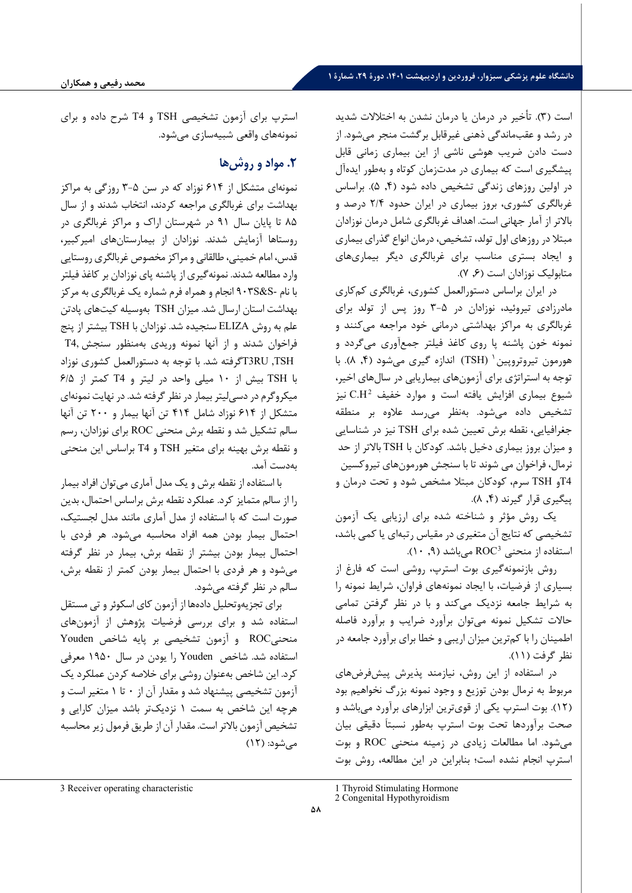است (۳). تأخیر در درمان یا درمان نشدن به اختلالات شدید در رشد و عقب‌ماندگی ذهنی غیرقابل برگشت منجر می‌شود. از دست دادن ضریب هوشی ناشی از این بیماری زمانی قابل پیشگیری است که بیماری در مدت‌زمان کوتاه و به‌طور ایده‌آل در اولین روزهای زندگی تشخیص داده شود (۴، ۵). براساس غربالگری کشوری، بروز بیماری در ایران حدود ۲/۴ درصد و بالاتر از آمار جهانی است. اهداف غربالگری شامل درمان نوزادان مبتلا در روزهای اول تولد، تشخیص، درمان انواع گذرای بیماری و ایجاد بستری مناسب برای غربالگری دیگر بیماری‌های متابولیک نوزادان است (۶، ۷).

در ایران براساس دستورالعمل کشوری، غربالگری کم‌کاری مادرزادی تیروئید، نوزادان در ۵-۳ روز پس از تولد برای غربالگری به مراکز بهداشتی درمانی خود مراجعه می‌کنند و نمونه خون پاشنه پا روی کاغذ فیلتر جمع‌آوری می‌گردد و هورمون تیروتروپین [1] (TSH) اندازه گیری می‌شود (۴، ۸). با توجه به استراتژی برای آزمون‌های بیماریابی در سال‌های اخیر، شیوع بیماری افزایش یافته است و موارد خفیف C.H [2] نیز تشخیص داده می‌شود. به‌نظر می‌رسد علاوه بر منطقه جغرافیایی، نقطه برش تعیین شده برای TSH نیز در شناسایی و میزان بروز بیماری دخیل باشد. کودکان با TSH بالاتر از حد نرمال، فراخوان می شوند تا با سنجش هورمون‌های تیروکسین T4و TSH سرم، کودکان مبتلا مشخص شود و تحت درمان و پیگیری قرار گیرند (۴، ۸).

یک روش مؤثر و شناخته شده برای ارزیابی یک آزمون تشخیصی که نتایج آن متغیری در مقیاس رتبه‌ای یا کمی باشد، استفاده از منحنی ROC [3] می‌باشد (۹، ۱۰).

روش بازنمونه‌گیری بوت استرپ، روشی است که فارغ از بسیاری از فرضیات، با ایجاد نمونه‌های فراوان، شرایط نمونه را به شرایط جامعه نزدیک می‌کند و با در نظر گرفتن تمامی حالات تشکیل نمونه می‌توان برآورد ضرایب و برآورد فاصله اطمینان را با کم‌ترین میزان اریبی و خطا برای برآورد جامعه در نظر گرفت (۱۱).

در استفاده از این روش، نیازمند پذیرش پیش‌فرض‌های مربوط به نرمال بودن توزیع و وجود نمونه بزرگ نخواهیم بود (۱۲). بوت استرپ یکی از قوی‌ترین ابزارهای برآورد می‌باشد و صحت برآوردها تحت بوت استرپ به‌طور نسبتاً دقیقی بیان می‌شود. اما مطالعات زیادی در زمینه منحنی ROC و بوت استرپ انجام نشده است؛ بنابراین در این مطالعه، روش بوت استرپ برای آزمون تشخیصی TSH و T4 شرح داده و برای نمونه‌های واقعی شبیه‌سازی می‌شود.

## ۲. مواد و روش‌ها

نمونه‌ای متشکل از ۶۱۴ نوزاد که در سن ۵-۳ روزگی به مراکز بهداشت برای غربالگری مراجعه کردند، انتخاب شدند و از سال ۸۵ تا پایان سال ۹۱ در شهرستان اراک و مراکز غربالگری در روستاها آزمایش شدند. نوزادان از بیمارستان‌های امیرکبیر، قدس، امام خمینی، طالقانی و مراکز مخصوص غربالگری روستایی وارد مطالعه شدند. نمونه‌گیری از پاشنه پای نوزادان بر کاغذ فیلتر با نام -۹۰۳S&S انجام و همراه فرم شماره یک غربالگری به مرکز بهداشت استان ارسال شد. میزان TSH به‌وسیله کیت‌های پادتن علم به روش ELIZA سنجیده شد. نوزادان با TSH بیشتر از پنج فراخوان شدند و از آنها نمونه وریدی به‌منظور سنجش T4, TSH, T3RU گرفته شد. با توجه به دستورالعمل کشوری نوزاد با TSH بیش از ۱۰ میلی واحد در لیتر و T4 کمتر از ۶/۵ میکروگرم در دسی‌لیتر بیمار در نظر گرفته شد. در نهایت نمونه‌ای متشکل از ۶۱۴ نوزاد شامل ۴۱۴ تن آنها بیمار و ۲۰۰ تن آنها سالم تشکیل شد و نقطه برش منحنی ROC برای نوزادان، رسم و نقطه برش بهینه برای متغیر TSH و T4 براساس این منحنی به‌دست آمد.

با استفاده از نقطه برش و یک مدل آماری می‌توان افراد بیمار را از سالم متمایز کرد. عملکرد نقطه برش براساس احتمال، بدین صورت است که با استفاده از مدل آماری مانند مدل لجستیک، احتمال بیمار بودن همه افراد محاسبه می‌شود. هر فردی با احتمال بیمار بودن بیشتر از نقطه برش، بیمار در نظر گرفته می‌شود و هر فردی با احتمال بیمار بودن کمتر از نقطه برش، سالم در نظر گرفته می‌شود.

برای تجزیه‌وتحلیل داده‌ها از آزمون کای اسکوئر و تی مستقل استفاده شد و برای بررسی فرضیات پژوهش از آزمون‌های منحنیROC و آزمون تشخیصی بر پایه شاخص Youden استفاده شد. شاخص Youden را یودن در سال ۱۹۵۰ معرفی کرد. این شاخص به‌عنوان روشی برای خلاصه کردن عملکرد یک آزمون تشخیصی پیشنهاد شد و مقدار آن از ۰ تا ۱ متغیر است و هرچه این شاخص به سمت ۱ نزدیک‌تر باشد میزان کارایی و تشخیص آزمون بالاتر است. مقدار آن از طریق فرمول زیر محاسبه می‌شود: (۱۲)

---

1 Thyroid Stimulating Hormone
2 Congenital Hypothyroidism
3 Receiver operating characteristic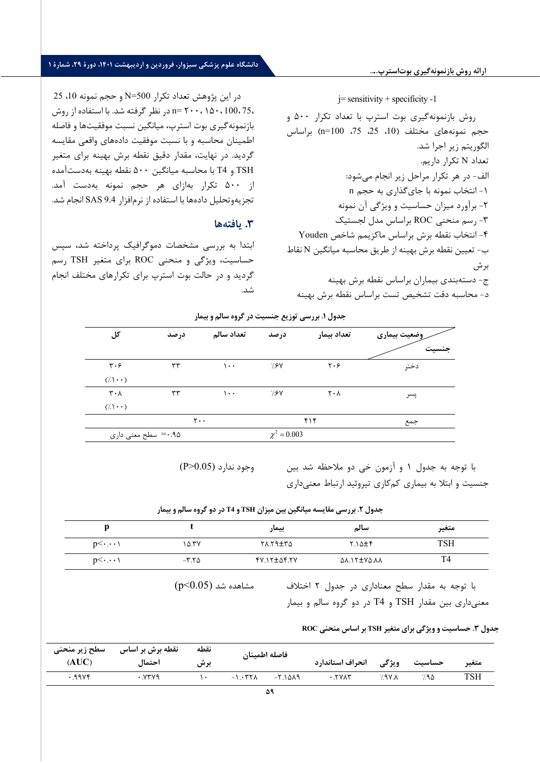j= sensitivity + specificity -1

روش بازنمونه‌گیری بوت استرپ با تعداد تکرار ۵۰۰ و حجم نمونه‌های مختلف (10، 25، 75، n=100) براساس الگوریتم زیر اجرا شد.

تعداد N تکرار داریم.

الف- در هر تکرار مراحل زیر انجام می‌شود:

۱- انتخاب نمونه با جای‌گذاری به حجم n

۲- برآورد میزان حساسیت و ویژگی آن نمونه

۳- رسم منحنی ROC براساس مدل لجستیک

۴- انتخاب نقطه برش براساس ماکزیمم شاخص Youden

ب- تعیین نقطه برش بهینه از طریق محاسبه میانگین N نقاط برش

ج- دسته‌بندی بیماران براساس نقطه برش بهینه

د- محاسبه دقت تشخیص تست براساس نقطه برش بهینه

در این پژوهش تعداد تکرار N=500 و حجم نمونه 10، 25، 75، 100، ۱۵۰، ۲۰۰ =n در نظر گرفته شد. با استفاده از روش بازنمونه‌گیری بوت استرپ، میانگین نسبت موفقیت‌ها و فاصله اطمینان محاسبه و با نسبت موفقیت داده‌های واقعی مقایسه گردید. در نهایت، مقدار دقیق نقطه برش بهینه برای متغیر TSH و T4 با محاسبه میانگین ۵۰۰ نقطه بهینه به‌دست‌آمده از ۵۰۰ تکرار به‌ازای هر حجم نمونه به‌دست آمد. تجزیه‌وتحلیل داده‌ها با استفاده از نرم‌افزار SAS 9.4 انجام شد.

## ۳. یافته‌ها

ابتدا به بررسی مشخصات دموگرافیک پرداخته شد، سپس حساسیت، ویژگی و منحنی ROC برای متغیر TSH رسم گردید و در حالت بوت استرپ برای تکرارهای مختلف انجام شد.

**جدول ۱. بررسی توزیع جنسیت در گروه سالم و بیمار**

| وضعیت بیماری / جنسیت | تعداد بیمار | درصد | تعداد سالم | درصد | کل |
|---|---|---|---|---|---|
| دختر | ۲۰۶ | ٪۶۷ | ۱۰۰ | ۳۳ | ۳۰۶ (٪۱۰۰) |
| پسر | ۲۰۸ | ٪۶۷ | ۱۰۰ | ۳۳ | ۳۰۸ (٪۱۰۰) |
| جمع | ۴۱۴ | | ۲۰۰ | | |
| | $\chi^2 = 0.003$ | | سطح معنی داری =۰.۹۵ | | |

با توجه به جدول ۱ و آزمون خی دو ملاحظه شد بین جنسیت و ابتلا به بیماری کم‌کاری تیروئید ارتباط معنی‌داری وجود ندارد $(P>0.05)$

**جدول ۲. بررسی مقایسه میانگین بین میزان TSH و T4 در دو گروه سالم و بیمار**

| متغیر | سالم | بیمار | t | p |
|---|---|---|---|---|
| TSH | ۲.۱۵±۴ | ۲۸.۲۹±۳۵ | ۱۵.۳۷ | p<۰.۰۰۱ |
| T4 | ۵۸.۱۲±۷۵.۸۸ | ۴۷.۱۲±۵۴.۲۷ | -۳.۲۵ | p<۰.۰۰۱ |

با توجه به مقدار سطح معناداری در جدول ۲ اختلاف معنی‌داری بین مقدار TSH و T4 در دو گروه سالم و بیمار مشاهده شد $(p<0.05)$

**جدول ۳. حساسیت و ویژگی برای متغیر TSH بر اساس منحنی ROC**

| متغیر | حساسیت | ویژگی | انحراف استاندارد | فاصله اطمینان | | نقطه برش | نقطه برش بر اساس احتمال | سطح زیر منحنی (AUC) |
|---|---|---|---|---|---|---|---|---|
| TSH | ٪۹۵ | ٪۹۷.۸ | ۰.۲۷۸۳ | -۲.۱۵۸۹ | -۱.۰۳۲۸ | ۱۰ | ۰.۷۳۷۹ | ۰.۹۹۷۴ |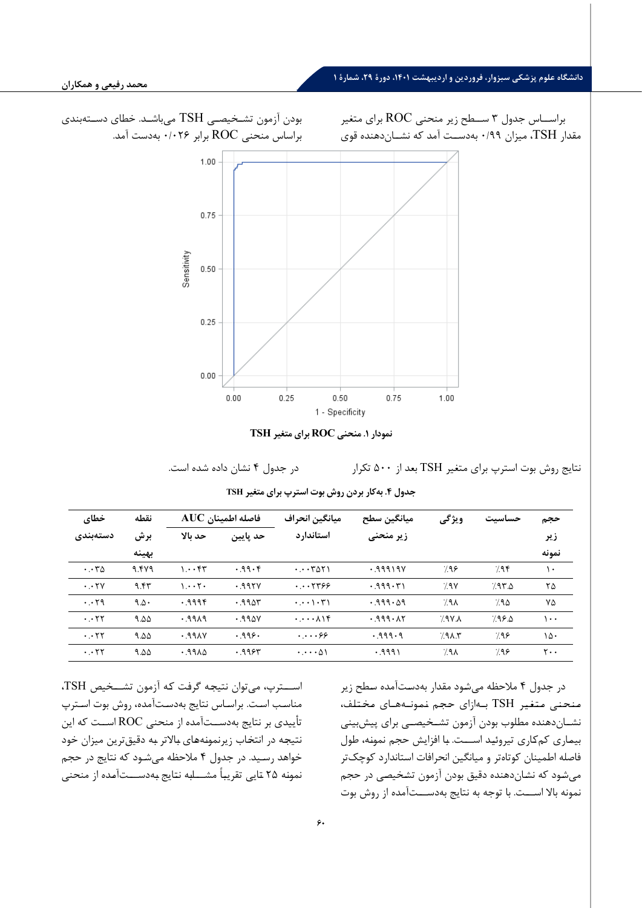براســاس جدول ۳ ســطح زیر منحنی ROC برای متغیر مقدار TSH، میزان ۰/۹۹ به‌دســت آمد که نشــان‌دهنده قوی بودن آزمون تشــخیصــی TSH می‌باشـد. خطای دسـته‌بندی براساس منحنی ROC برابر ۰/۰۲۶ به‌دست آمد.

**نمودار ۱. منحنی ROC برای متغیر TSH**

نتایج روش بوت استرپ برای متغیر TSH بعد از ۵۰۰ تکرار در جدول ۴ نشان داده شده است.

**جدول ۴. به‌کار بردن روش بوت استرپ برای متغیر TSH**

| حجم زیر نمونه | حساسیت | ویژگی | میانگین سطح زیر منحنی | میانگین انحراف استاندارد | فاصله اطمینان AUC | | نقطه برش بهینه | خطای دسته‌بندی |
|---|---|---|---|---|---|---|---|---|
| | | | | | حد پایین | حد بالا | | |
| ۱۰ | ٪۹۴ | ٪۹۶ | ۰.۹۹۹۱۹۷ | ۰.۰۰۳۵۲۱ | ۰.۹۹۰۴ | ۱.۰۰۴۳ | ۹.۴۷۹ | ۰.۰۳۵ |
| ۲۵ | ٪۹۳.۵ | ٪۹۷ | ۰.۹۹۹۰۳۱ | ۰.۰۰۲۳۶۶ | ۰.۹۹۲۷ | ۱.۰۰۲۰ | ۹.۴۳ | ۰.۰۲۷ |
| ۷۵ | ٪۹۵ | ٪۹۸ | ۰.۹۹۹۰۵۹ | ۰.۰۰۱۰۳۱ | ۰.۹۹۵۳ | ۰.۹۹۹۴ | ۹.۵۰ | ۰.۰۲۹ |
| ۱۰۰ | ٪۹۶.۵ | ٪۹۷.۸ | ۰.۹۹۹۰۸۲ | ۰.۰۰۰۸۱۴ | ۰.۹۹۵۷ | ۰.۹۹۸۹ | ۹.۵۵ | ۰.۰۲۲ |
| ۱۵۰ | ٪۹۶ | ٪۹۸.۳ | ۰.۹۹۹۰۹ | ۰.۰۰۰۶۶ | ۰.۹۹۶۰ | ۰.۹۹۸۷ | ۹.۵۵ | ۰.۰۲۲ |
| ۲۰۰ | ٪۹۶ | ٪۹۸ | ۰.۹۹۹۱ | ۰.۰۰۰۵۱ | ۰.۹۹۶۳ | ۰.۹۹۸۵ | ۹.۵۵ | ۰.۰۲۲ |

در جدول ۴ ملاحظه می‌شود مقدار به‌دست‌آمده سطح زیر منحنی متغیر TSH بـه‌ازای حجم نمونـه‌هـای مختلف، نشـان‌دهنده مطلوب بودن آزمون تشـخیصـی برای پیش‌بینی بیماری کم‌کاری تیروئید اســـت. با افزایش حجم نمونه، طول فاصله اطمینان کوتاه‌تر و میانگین انحرافات استاندارد کوچک‌تر می‌شود که نشان‌دهنده دقیق بودن آزمون تشخیصی در حجم نمونه بالا اســـت. با توجه به نتایج به‌دســـت‌آمده از روش بوت اســـترپ، می‌توان نتیجه گرفت که آزمون تشـــخیص TSH، مناسب است. براساس نتایج به‌دسـت‌آمده، روش بوت اسـترپ تأییدی بر نتایج به‌دســـت‌آمده از منحنی ROC اســـت که این نتیجه در انتخاب زیرنمونه‌های بالاتر به دقیق‌ترین میزان خود خواهد رسـید. در جدول ۴ ملاحظه می‌شـود که نتایج در حجم نمونه ۲۵ تایی تقریباً مشـــابه نتایج به‌دســـت‌آمده از منحنی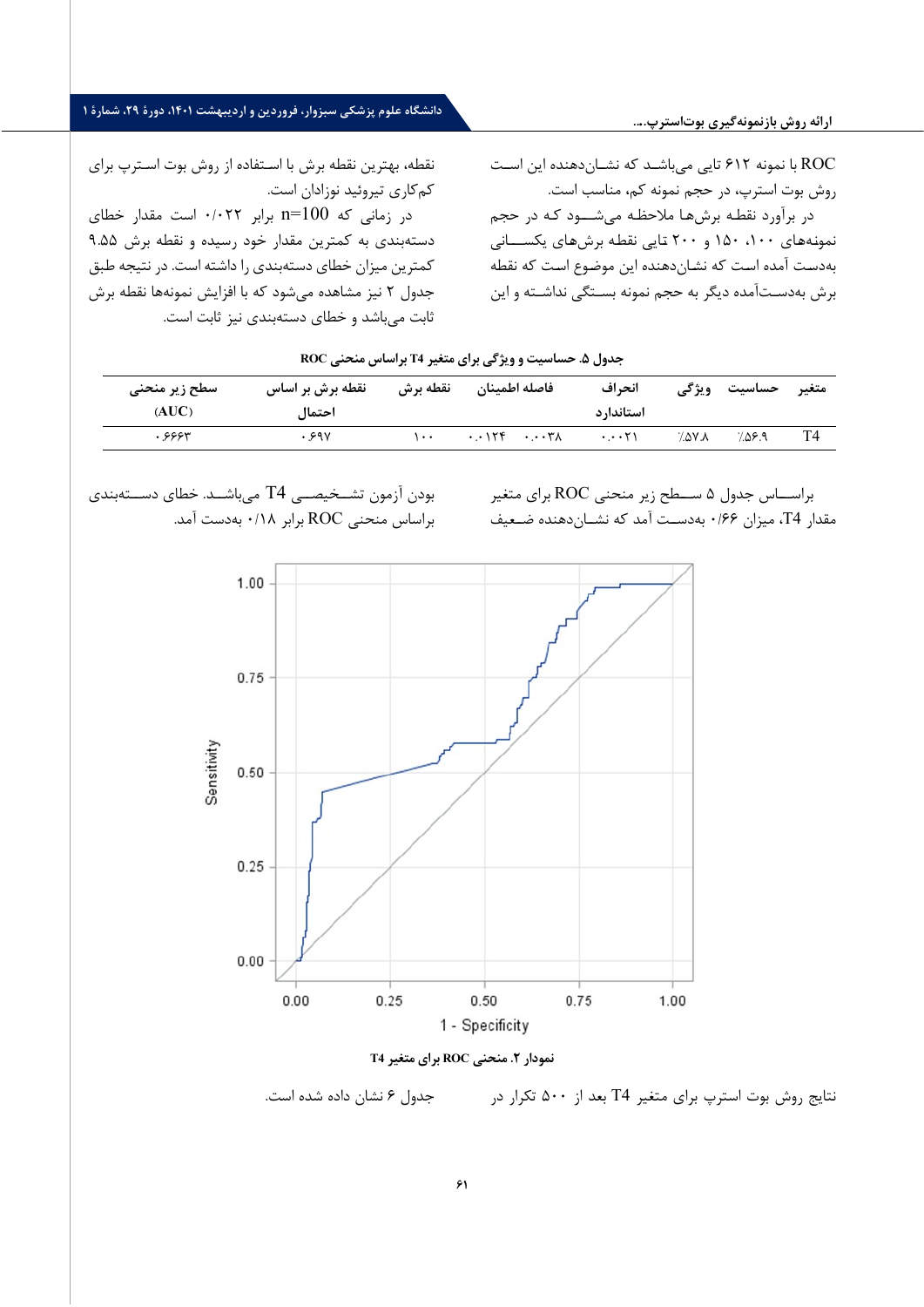ROC با نمونه ۶۱۲ تایی می‌باشد که نشان‌دهنده این است روش بوت استرپ، در حجم نمونه کم، مناسب است.

در برآورد نقطه برش‌ها ملاحظه می‌شود که در حجم نمونه‌های ۱۰۰، ۱۵۰ و ۲۰۰ تایی نقطه برش‌های یکسانی به‌دست آمده است که نشان‌دهنده این موضوع است که نقطه برش به‌دست‌آمده دیگر به حجم نمونه بستگی نداشته و این نقطه، بهترین نقطه برش با استفاده از روش بوت استرپ برای کم‌کاری تیروئید نوزادان است.

در زمانی که n=100 است مقدار خطای دسته‌بندی به کمترین مقدار خود رسیده و نقطه برش ۹.۵۵ کمترین میزان خطای دسته‌بندی را داشته است. در نتیجه طبق جدول ۲ نیز مشاهده می‌شود که با افزایش نمونه‌ها نقطه برش ثابت می‌باشد و خطای دسته‌بندی نیز ثابت است.

**جدول ۵. حساسیت و ویژگی برای متغیر T4 براساس منحنی ROC**

| متغیر | حساسیت | ویژگی | انحراف استاندارد | فاصله اطمینان | | نقطه برش | نقطه برش بر اساس احتمال | سطح زیر منحنی (AUC) |
|---|---|---|---|---|---|---|---|---|
| T4 | ٪۵۶.۹ | ٪۵۷.۸ | ۰.۰۰۲۱ | ۰.۰۰۳۸ | ۰.۰۱۲۴ | ۱۰۰ | ۰.۶۹۷ | ۰.۶۶۶۳ |

براساس جدول ۵ سطح زیر منحنی ROC برای متغیر مقدار T4، میزان ۰/۶۶ به‌دست آمد که نشان‌دهنده ضعیف بودن آزمون تشخیصی T4 می‌باشد. خطای دسته‌بندی براساس منحنی ROC برابر ۰/۱۸ به‌دست آمد.

نمودار ۲. منحنی ROC برای متغیر T4

نتایج روش بوت استرپ برای متغیر T4 بعد از ۵۰۰ تکرار در جدول ۶ نشان داده شده است.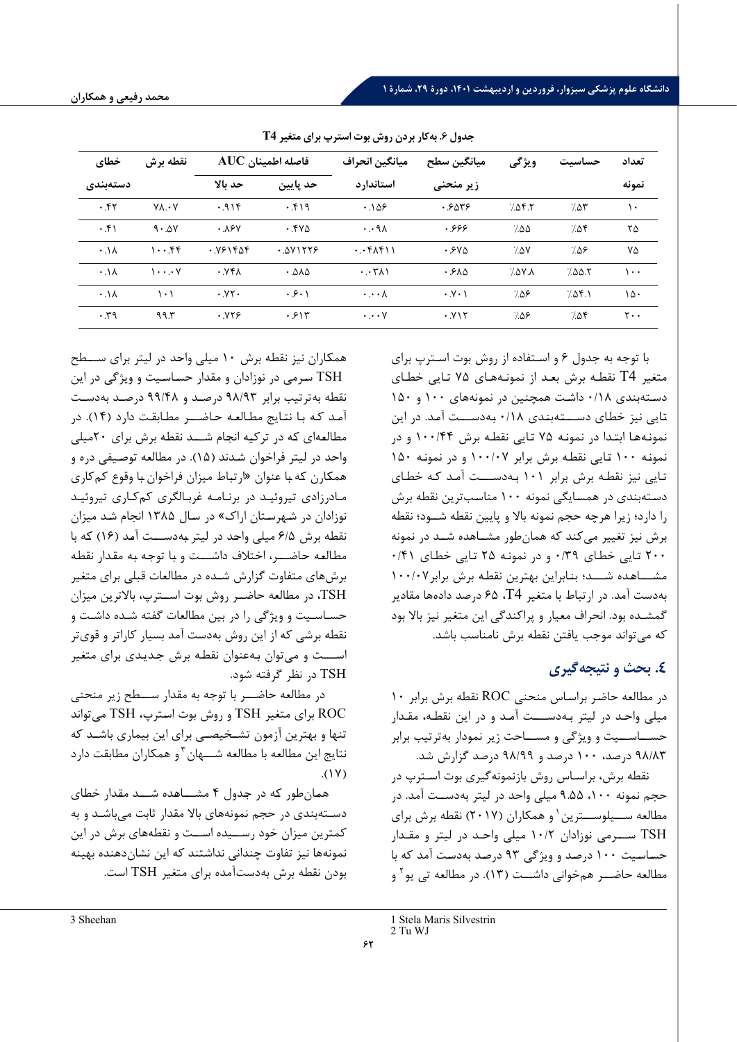جدول ۶. به‌کار بردن روش بوت استرپ برای متغیر T4

| تعداد نمونه | حساسیت | ویژگی | میانگین سطح زیر منحنی | میانگین انحراف استاندارد | فاصله اطمینان AUC | | نقطه برش | خطای دسته‌بندی |
|---|---|---|---|---|---|---|---|---|
| | | | | | حد پایین | حد بالا | | |
| ۱۰ | ٪۵۳ | ٪۵۴.۲ | ۰.۶۵۳۶ | ۰.۱۵۶ | ۰.۴۱۹ | ۰.۹۱۴ | ۷۸.۰۷ | ۰.۴۲ |
| ۲۵ | ٪۵۴ | ٪۵۵ | ۰.۶۶۶ | ۰.۰۹۸ | ۰.۴۷۵ | ۰.۸۶۷ | ۹۰.۵۷ | ۰.۴۱ |
| ۷۵ | ٪۵۶ | ٪۵۷ | ۰.۶۷۵ | ۰.۰۴۸۴۱۱ | ۰.۵۷۱۲۲۶ | ۰.۷۶۱۴۵۴ | ۱۰۰.۴۴ | ۰.۱۸ |
| ۱۰۰ | ٪۵۵.۲ | ٪۵۷.۸ | ۰.۶۸۵ | ۰.۰۳۸۱ | ۰.۵۸۵ | ۰.۷۴۸ | ۱۰۰.۰۷ | ۰.۱۸ |
| ۱۵۰ | ٪۵۴.۱ | ٪۵۶ | ۰.۷۰۱ | ۰.۰۰۸ | ۰.۶۰۱ | ۰.۷۲۰ | ۱۰۱ | ۰.۱۸ |
| ۲۰۰ | ٪۵۴ | ٪۵۶ | ۰.۷۱۲ | ۰.۰۰۷ | ۰.۶۱۳ | ۰.۷۲۶ | ۹۹.۳ | ۰.۳۹ |

با توجه به جدول ۶ و استفاده از روش بوت استرپ برای متغیر T4 نقطه برش بعد از نمونه‌های ۷۵ تایی خطای دسته‌بندی ۰/۱۸ داشت همچنین در نمونه‌های ۱۰۰ و ۱۵۰ تایی نیز خطای دسته‌بندی ۰/۱۸ به‌دست آمد. در این نمونه‌ها ابتدا در نمونه ۷۵ تایی نقطه برش ۱۰۰/۴۴ و در نمونه ۱۰۰ تایی نقطه برش برابر ۱۰۰/۰۷ و در نمونه ۱۵۰ تایی نیز نقطه برش برابر ۱۰۱ به‌دست آمد که خطای دسته‌بندی در همسایگی نمونه ۱۰۰ مناسب‌ترین نقطه برش را دارد؛ زیرا هرچه حجم نمونه بالا و پایین نقطه شود؛ نقطه برش نیز تغییر می‌کند که همان‌طور مشاهده شد در نمونه ۲۰۰ تایی خطای ۰/۳۹ و در نمونه ۲۵ تایی خطای ۰/۴۱ مشاهده شد؛ بنابراین بهترین نقطه برش برابر ۱۰۰/۰۷ به‌دست آمد. در ارتباط با متغیر T4، ۶۵ درصد داده‌ها مقادیر گمشده بود. انحراف معیار و پراکندگی این متغیر نیز بالا بود که می‌تواند موجب یافتن نقطه برش نامناسب باشد.

## ۴. بحث و نتیجه‌گیری

در مطالعه حاضر براساس منحنی ROC نقطه برش برابر ۱۰ میلی واحد در لیتر به‌دست آمد و در این نقطه، مقدار حساسیت و ویژگی و مساحت زیر نمودار به‌ترتیب برابر ۹۸/۸۳ درصد، ۱۰۰ درصد و ۹۸/۹۹ درصد گزارش شد.

نقطه برش، براساس روش بازنمونه‌گیری بوت استرپ در حجم نمونه ۱۰۰، ۹.۵۵ میلی واحد در لیتر به‌دست آمد. در مطالعه سیلوسترین[1] و همکاران (۲۰۱۷) نقطه برش برای TSH سرمی نوزادان ۱۰/۲ میلی واحد در لیتر و مقدار حساسیت ۱۰۰ درصد و ویژگی ۹۳ درصد به‌دست آمد که با مطالعه حاضر هم‌خوانی داشت (۱۳). در مطالعه تی یو[2] و همکاران نیز نقطه برش ۱۰ میلی واحد در لیتر برای سطح TSH سرمی در نوزادان و مقدار حساسیت و ویژگی در این نقطه به‌ترتیب برابر ۹۸/۹۳ درصد و ۹۹/۴۸ درصد به‌دست آمد که با نتایج مطالعه حاضر مطابقت دارد (۱۴). در مطالعه‌ای که در ترکیه انجام شد نقطه برش برای ۲۰میلی واحد در لیتر فراخوان شدند (۱۵). در مطالعه توصیفی دره و همکارن که با عنوان «ارتباط میزان فراخوان با وقوع کم‌کاری مادرزادی تیروئید در برنامه غربالگری کم‌کاری تیروئید نوزادان در شهرستان اراک» در سال ۱۳۸۵ انجام شد میزان نقطه برش ۶/۵ میلی واحد در لیتر به‌دست آمد (۱۶) که با مطالعه حاضر، اختلاف داشت و با توجه به مقدار نقطه برش‌های متفاوت گزارش شده در مطالعات قبلی برای متغیر TSH، در مطالعه حاضر روش بوت استرپ، بالاترین میزان حساسیت و ویژگی را در بین مطالعات گفته شده داشت و نقطه برشی که از این روش به‌دست آمد بسیار کاراتر و قوی‌تر است و می‌توان به‌عنوان نقطه برش جدیدی برای متغیر TSH در نظر گرفته شود.

در مطالعه حاضر با توجه به مقدار سطح زیر منحنی ROC برای متغیر TSH و روش بوت استرپ، TSH می‌تواند تنها و بهترین آزمون تشخیصی برای این بیماری باشد که نتایج این مطالعه با مطالعه شیهان[3] و همکاران مطابقت دارد (۱۷).

همان‌طور که در جدول ۴ مشاهده شد مقدار خطای دسته‌بندی در حجم نمونه‌های بالا مقدار ثابت می‌باشد و به کمترین میزان خود رسیده است و نقطه‌های برش در این نمونه‌ها نیز تفاوت چندانی نداشتند که این نشان‌دهنده بهینه بودن نقطه برش به‌دست‌آمده برای متغیر TSH است.

---

1 Stela Maris Silvestrin
2 Tu WJ
3 Sheehan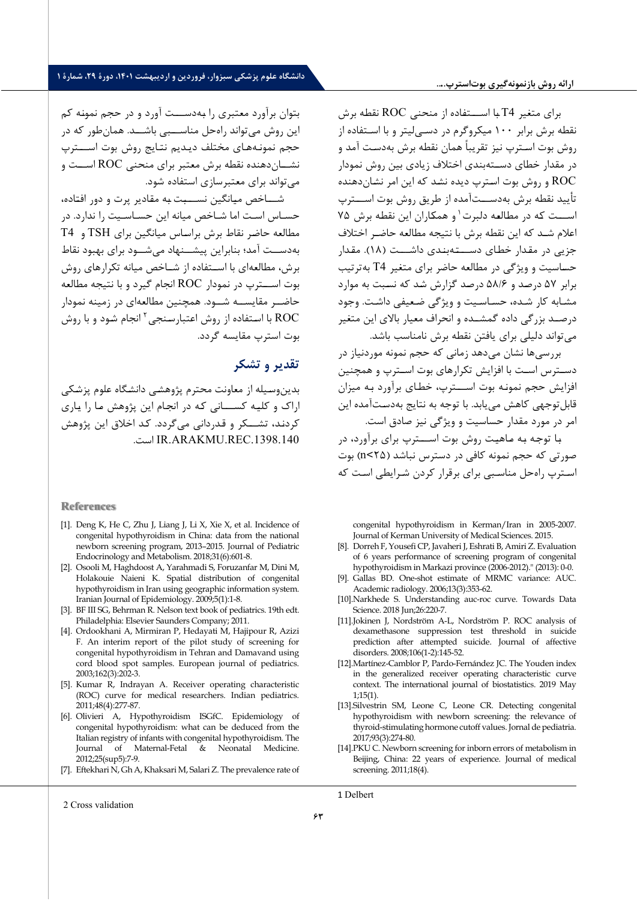برای متغیر T4 با اســـتفاده از منحنی ROC نقطه برش نقطه برش برابر ۱۰۰ میکروگرم در دسـی‌لیتر و با اسـتفاده از روش بوت اسـترپ نیز تقریباً همان نقطه برش به‌دست آمد و در مقدار خطای دسـته‌بندی اختلاف زیادی بین روش نمودار ROC و روش بوت استرپ دیده نشد که این امر نشان‌دهنده تأیید نقطه برش به‌دســـت‌آمده از طریق روش بوت اســـترپ اســـت که در مطالعه دلبرت[1] و همکاران این نقطه برش ۷۵ اعلام شـد که این نقطه برش با نتیجه مطالعه حاضـر اختلاف جزیی در مقدار خطای دســـته‌بندی داشـــت (۱۸). مقدار حساسیت و ویژگی در مطالعه حاضر برای متغیر T4 به‌ترتیب برابر ۵۷ درصد و ۵۸/۶ درصد گزارش شد که نسبت به موارد مشابه کار شده، حساسیت و ویژگی ضعیفی داشت. وجود درصـد بزرگی داده گمشــده و انحراف معیار بالای این متغیر می‌تواند دلیلی برای یافتن نقطه برش نامناسب باشد.

بررسی‌ها نشان می‌دهد زمانی که حجم نمونه موردنیاز در دسـترس اسـت با افزایش تکرارهای بوت اسـترپ و همچنین افزایش حجم نمونه بوت اســـترپ، خطای برآورد به میزان قابل‌توجهی کاهش می‌یابد. با توجه به نتایج به‌دست‌آمده این امر در مورد مقدار حساسیت و ویژگی نیز صادق است.

با توجه به ماهیت روش بوت اســـترپ برای برآورد، در صورتی که حجم نمونه کافی در دسترس نباشد (n<۲۵) بوت اسـترپ راه‌حل مناسبی برای برقرار کردن شـرایطی است که بتوان برآورد معتبری را به‌دســـت آورد و در حجم نمونه کم این روش می‌تواند راه‌حل مناســـبی باشـــد. همان‌طور که در حجم نمونه‌های مختلف دیـدیم نتـایج روش بوت اســـترپ نشـــان‌دهنده نقطه برش معتبر برای منحنی ROC اســـت و می‌تواند برای معتبرسازی استفاده شود.

شـــاخص میانگین نســـبت به مقادیر پرت و دور افتاده، حسـاس اسـت اما شـاخص میانه این حسـاسـیت را ندارد. در مطالعه حاضر نقاط برش براساس میانگین برای TSH و T4 به‌دســـت آمد؛ بنابراین پیشـــنهاد می‌شـــود برای بهبود نقاط برش، مطالعه‌ای با اســتفاده از شــاخص میانه تکرارهای روش بوت اســـترپ در نمودار ROC انجام گیرد و با نتیجه مطالعه حاضـــر مقایســـه شـــود. همچنین مطالعه‌ای در زمینه نمودار ROC با استفاده از روش اعتبارسـنجی[2] انجام شـود و با روش بوت استرپ مقایسه گردد.

## تقدیر و تشکر

بدین‌وسیله از معاونت محترم پژوهشی دانشگاه علوم پزشکی اراک و کلیـه کســـانی که در انجـام این پژوهش مـا را یاری کردنـد، تشـــکر و قدردانی می‌گردد. کد اخلاق این پژوهش IR.ARAKMU.REC.1398.140 است.

## References

[1]. Deng K, He C, Zhu J, Liang J, Li X, Xie X, et al. Incidence of congenital hypothyroidism in China: data from the national newborn screening program, 2013–2015. Journal of Pediatric Endocrinology and Metabolism. 2018;31(6):601-8.

[2]. Osooli M, Haghdoost A, Yarahmadi S, Foruzanfar M, Dini M, Holakouie Naieni K. Spatial distribution of congenital hypothyroidism in Iran using geographic information system. Iranian Journal of Epidemiology. 2009;5(1):1-8.

[3]. BF III SG, Behrman R. Nelson text book of pediatrics. 19th edt. Philadelphia: Elsevier Saunders Company; 2011.

[4]. Ordookhani A, Mirmiran P, Hedayati M, Hajipour R, Azizi F. An interim report of the pilot study of screening for congenital hypothyroidism in Tehran and Damavand using cord blood spot samples. European journal of pediatrics. 2003;162(3):202-3.

[5]. Kumar R, Indrayan A. Receiver operating characteristic (ROC) curve for medical researchers. Indian pediatrics. 2011;48(4):277-87.

[6]. Olivieri A, Hypothyroidism ISGfC. Epidemiology of congenital hypothyroidism: what can be deduced from the Italian registry of infants with congenital hypothyroidism. The Journal of Maternal-Fetal & Neonatal Medicine. 2012;25(sup5):7-9.

[7]. Eftekhari N, Gh A, Khaksari M, Salari Z. The prevalence rate of congenital hypothyroidism in Kerman/Iran in 2005-2007. Journal of Kerman University of Medical Sciences. 2015.

[8]. Dorreh F, Yousefi CP, Javaheri J, Eshrati B, Amiri Z. Evaluation of 6 years performance of screening program of congenital hypothyroidism in Markazi province (2006-2012)." (2013): 0-0.

[9]. Gallas BD. One-shot estimate of MRMC variance: AUC. Academic radiology. 2006;13(3):353-62.

[10].Narkhede S. Understanding auc-roc curve. Towards Data Science. 2018 Jun;26:220-7.

[11].Jokinen J, Nordström A-L, Nordström P. ROC analysis of dexamethasone suppression test threshold in suicide prediction after attempted suicide. Journal of affective disorders. 2008;106(1-2):145-52.

[12].Martínez-Camblor P, Pardo-Fernández JC. The Youden index in the generalized receiver operating characteristic curve context. The international journal of biostatistics. 2019 May 1;15(1).

[13].Silvestrin SM, Leone C, Leone CR. Detecting congenital hypothyroidism with newborn screening: the relevance of thyroid-stimulating hormone cutoff values. Jornal de pediatria. 2017;93(3):274-80.

[14].PKU C. Newborn screening for inborn errors of metabolism in Beijing, China: 22 years of experience. Journal of medical screening. 2011;18(4).

1 Delbert

2 Cross validation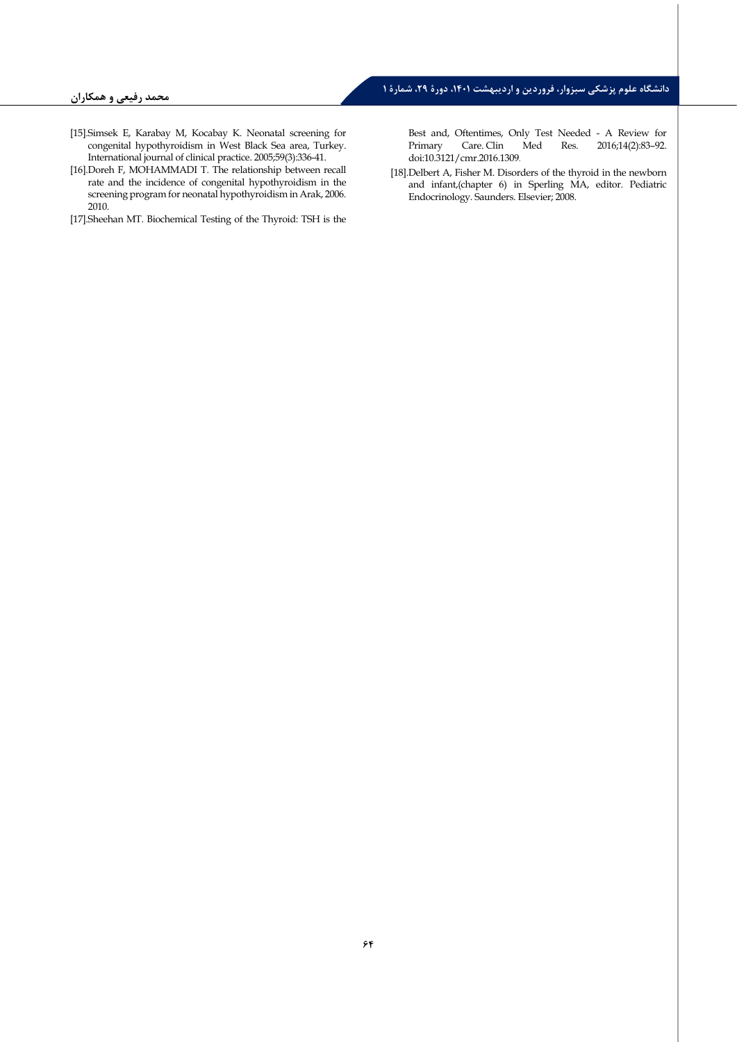[15].Simsek E, Karabay M, Kocabay K. Neonatal screening for congenital hypothyroidism in West Black Sea area, Turkey. International journal of clinical practice. 2005;59(3):336-41.

[16].Doreh F, MOHAMMADI T. The relationship between recall rate and the incidence of congenital hypothyroidism in the screening program for neonatal hypothyroidism in Arak, 2006. 2010.

[17].Sheehan MT. Biochemical Testing of the Thyroid: TSH is the Best and, Oftentimes, Only Test Needed - A Review for Primary Care. Clin Med Res. 2016;14(2):83–92. doi:10.3121/cmr.2016.1309.

[18].Delbert A, Fisher M. Disorders of the thyroid in the newborn and infant,(chapter 6) in Sperling MA, editor. Pediatric Endocrinology. Saunders. Elsevier; 2008.